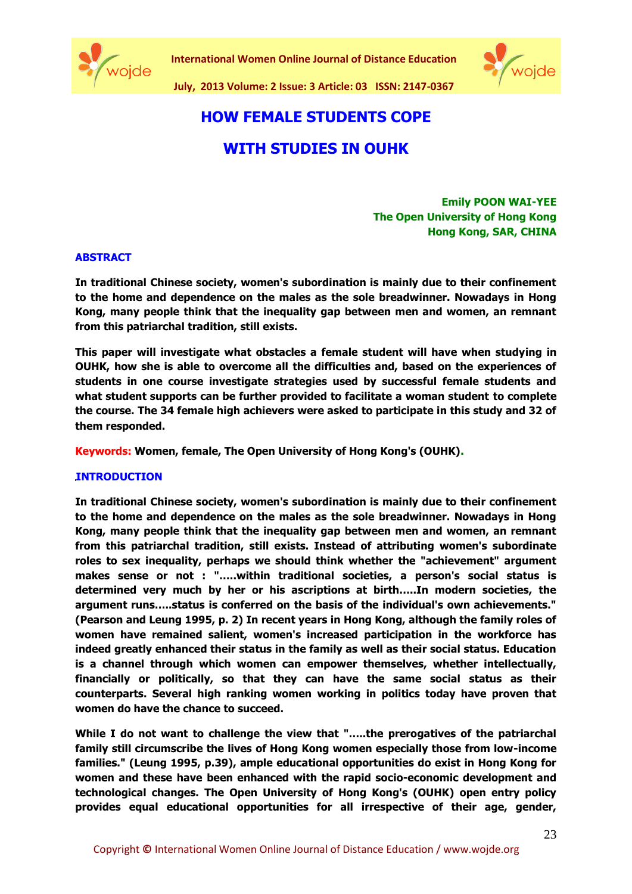# HOW FEMALE STUDENTS COPE WITH STUDIES IN OUHK

**Emily POON WAI-YEE**
**The Open University of Hong Kong**
**Hong Kong, SAR, CHINA**

## ABSTRACT

**In traditional Chinese society, women's subordination is mainly due to their confinement to the home and dependence on the males as the sole breadwinner. Nowadays in Hong Kong, many people think that the inequality gap between men and women, an remnant from this patriarchal tradition, still exists.**

**This paper will investigate what obstacles a female student will have when studying in OUHK, how she is able to overcome all the difficulties and, based on the experiences of students in one course investigate strategies used by successful female students and what student supports can be further provided to facilitate a woman student to complete the course. The 34 female high achievers were asked to participate in this study and 32 of them responded.**

**Keywords:** **Women, female, The Open University of Hong Kong's (OUHK).**

## INTRODUCTION

**In traditional Chinese society, women's subordination is mainly due to their confinement to the home and dependence on the males as the sole breadwinner. Nowadays in Hong Kong, many people think that the inequality gap between men and women, an remnant from this patriarchal tradition, still exists. Instead of attributing women's subordinate roles to sex inequality, perhaps we should think whether the "achievement" argument makes sense or not : ".....within traditional societies, a person's social status is determined very much by her or his ascriptions at birth.....In modern societies, the argument runs.....status is conferred on the basis of the individual's own achievements." (Pearson and Leung 1995, p. 2) In recent years in Hong Kong, although the family roles of women have remained salient, women's increased participation in the workforce has indeed greatly enhanced their status in the family as well as their social status. Education is a channel through which women can empower themselves, whether intellectually, financially or politically, so that they can have the same social status as their counterparts. Several high ranking women working in politics today have proven that women do have the chance to succeed.**

**While I do not want to challenge the view that ".....the prerogatives of the patriarchal family still circumscribe the lives of Hong Kong women especially those from low-income families." (Leung 1995, p.39), ample educational opportunities do exist in Hong Kong for women and these have been enhanced with the rapid socio-economic development and technological changes. The Open University of Hong Kong's (OUHK) open entry policy provides equal educational opportunities for all irrespective of their age, gender,**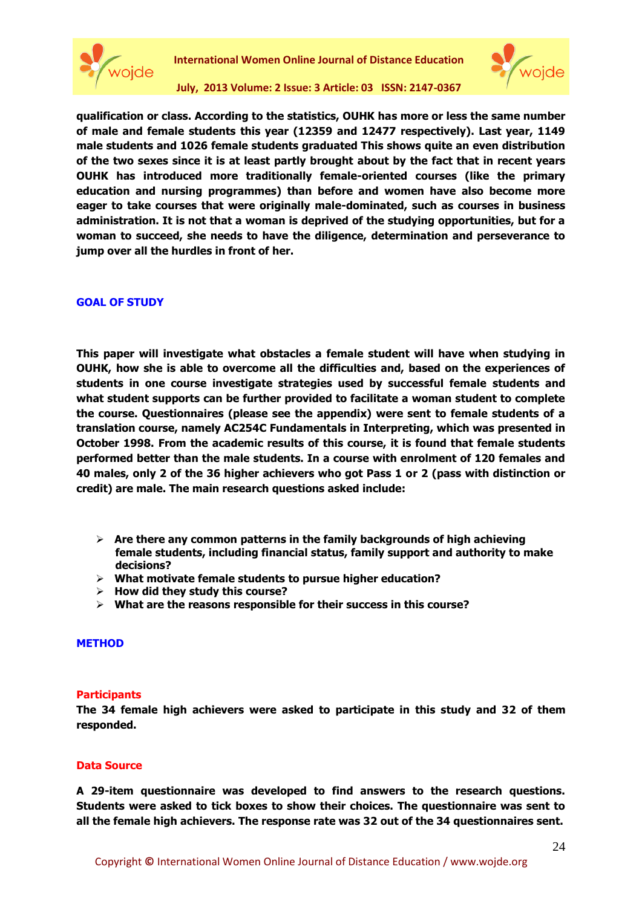**qualification or class. According to the statistics, OUHK has more or less the same number of male and female students this year (12359 and 12477 respectively). Last year, 1149 male students and 1026 female students graduated This shows quite an even distribution of the two sexes since it is at least partly brought about by the fact that in recent years OUHK has introduced more traditionally female-oriented courses (like the primary education and nursing programmes) than before and women have also become more eager to take courses that were originally male-dominated, such as courses in business administration. It is not that a woman is deprived of the studying opportunities, but for a woman to succeed, she needs to have the diligence, determination and perseverance to jump over all the hurdles in front of her.**

## GOAL OF STUDY

**This paper will investigate what obstacles a female student will have when studying in OUHK, how she is able to overcome all the difficulties and, based on the experiences of students in one course investigate strategies used by successful female students and what student supports can be further provided to facilitate a woman student to complete the course. Questionnaires (please see the appendix) were sent to female students of a translation course, namely AC254C Fundamentals in Interpreting, which was presented in October 1998. From the academic results of this course, it is found that female students performed better than the male students. In a course with enrolment of 120 females and 40 males, only 2 of the 36 higher achievers who got Pass 1 or 2 (pass with distinction or credit) are male. The main research questions asked include:**

- **Are there any common patterns in the family backgrounds of high achieving female students, including financial status, family support and authority to make decisions?**
- **What motivate female students to pursue higher education?**
- **How did they study this course?**
- **What are the reasons responsible for their success in this course?**

## METHOD

### Participants

**The 34 female high achievers were asked to participate in this study and 32 of them responded.**

### Data Source

**A 29-item questionnaire was developed to find answers to the research questions. Students were asked to tick boxes to show their choices. The questionnaire was sent to all the female high achievers. The response rate was 32 out of the 34 questionnaires sent.**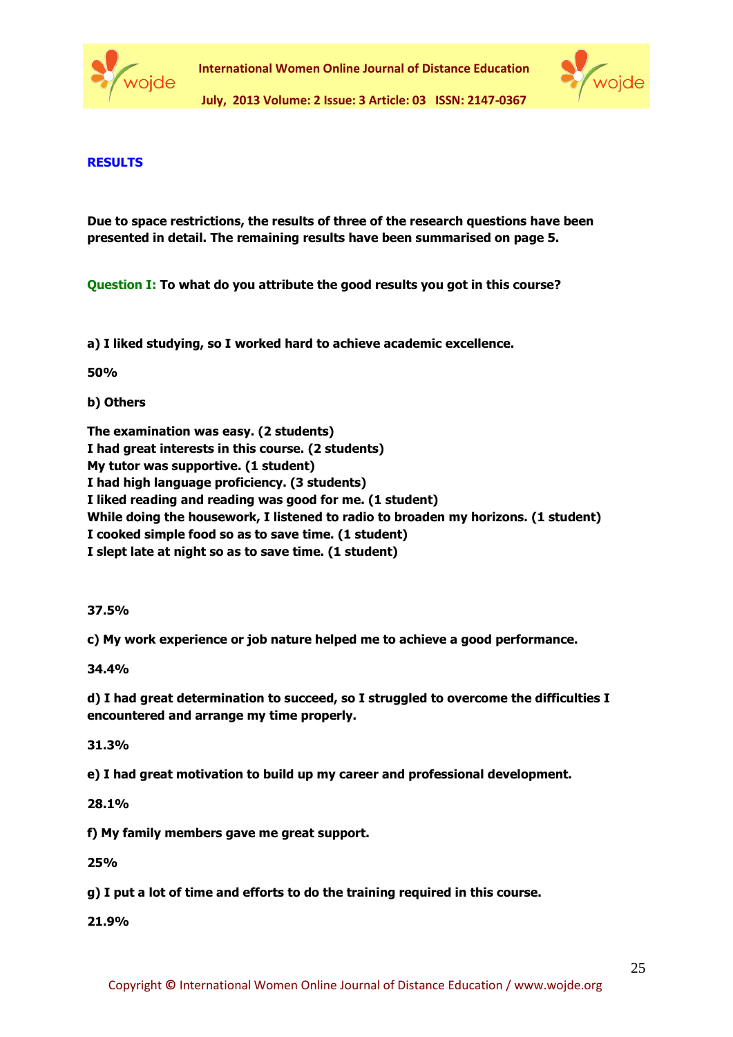## RESULTS

**Due to space restrictions, the results of three of the research questions have been presented in detail. The remaining results have been summarised on page 5.**

**Question I: To what do you attribute the good results you got in this course?**

**a) I liked studying, so I worked hard to achieve academic excellence.**

**50%**

**b) Others**

**The examination was easy. (2 students)**  
**I had great interests in this course. (2 students)**  
**My tutor was supportive. (1 student)**  
**I had high language proficiency. (3 students)**  
**I liked reading and reading was good for me. (1 student)**  
**While doing the housework, I listened to radio to broaden my horizons. (1 student)**  
**I cooked simple food so as to save time. (1 student)**  
**I slept late at night so as to save time. (1 student)**

**37.5%**

**c) My work experience or job nature helped me to achieve a good performance.**

**34.4%**

**d) I had great determination to succeed, so I struggled to overcome the difficulties I encountered and arrange my time properly.**

**31.3%**

**e) I had great motivation to build up my career and professional development.**

**28.1%**

**f) My family members gave me great support.**

**25%**

**g) I put a lot of time and efforts to do the training required in this course.**

**21.9%**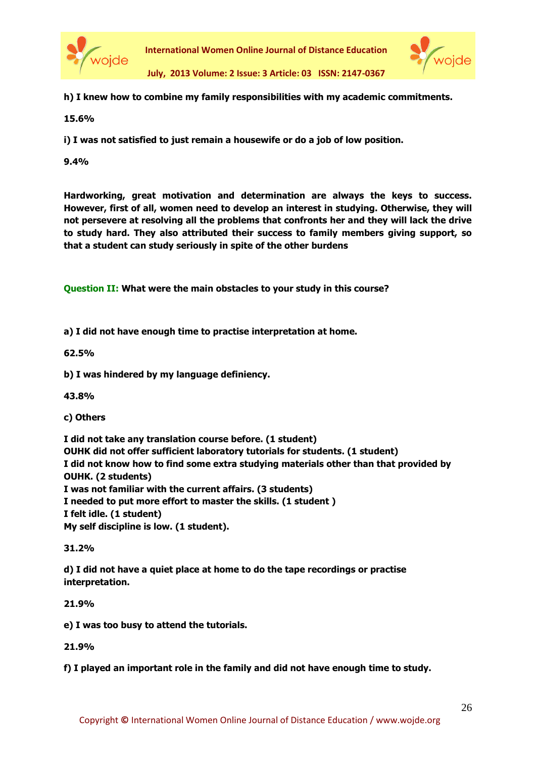**h) I knew how to combine my family responsibilities with my academic commitments.**

**15.6%**

**i) I was not satisfied to just remain a housewife or do a job of low position.**

**9.4%**

**Hardworking, great motivation and determination are always the keys to success. However, first of all, women need to develop an interest in studying. Otherwise, they will not persevere at resolving all the problems that confronts her and they will lack the drive to study hard. They also attributed their success to family members giving support, so that a student can study seriously in spite of the other burdens**

**Question II: What were the main obstacles to your study in this course?**

**a) I did not have enough time to practise interpretation at home.**

**62.5%**

**b) I was hindered by my language definiency.**

**43.8%**

**c) Others**

**I did not take any translation course before. (1 student)**
**OUHK did not offer sufficient laboratory tutorials for students. (1 student)**
**I did not know how to find some extra studying materials other than that provided by OUHK. (2 students)**
**I was not familiar with the current affairs. (3 students)**
**I needed to put more effort to master the skills. (1 student )**
**I felt idle. (1 student)**
**My self discipline is low. (1 student).**

**31.2%**

**d) I did not have a quiet place at home to do the tape recordings or practise interpretation.**

**21.9%**

**e) I was too busy to attend the tutorials.**

**21.9%**

**f) I played an important role in the family and did not have enough time to study.**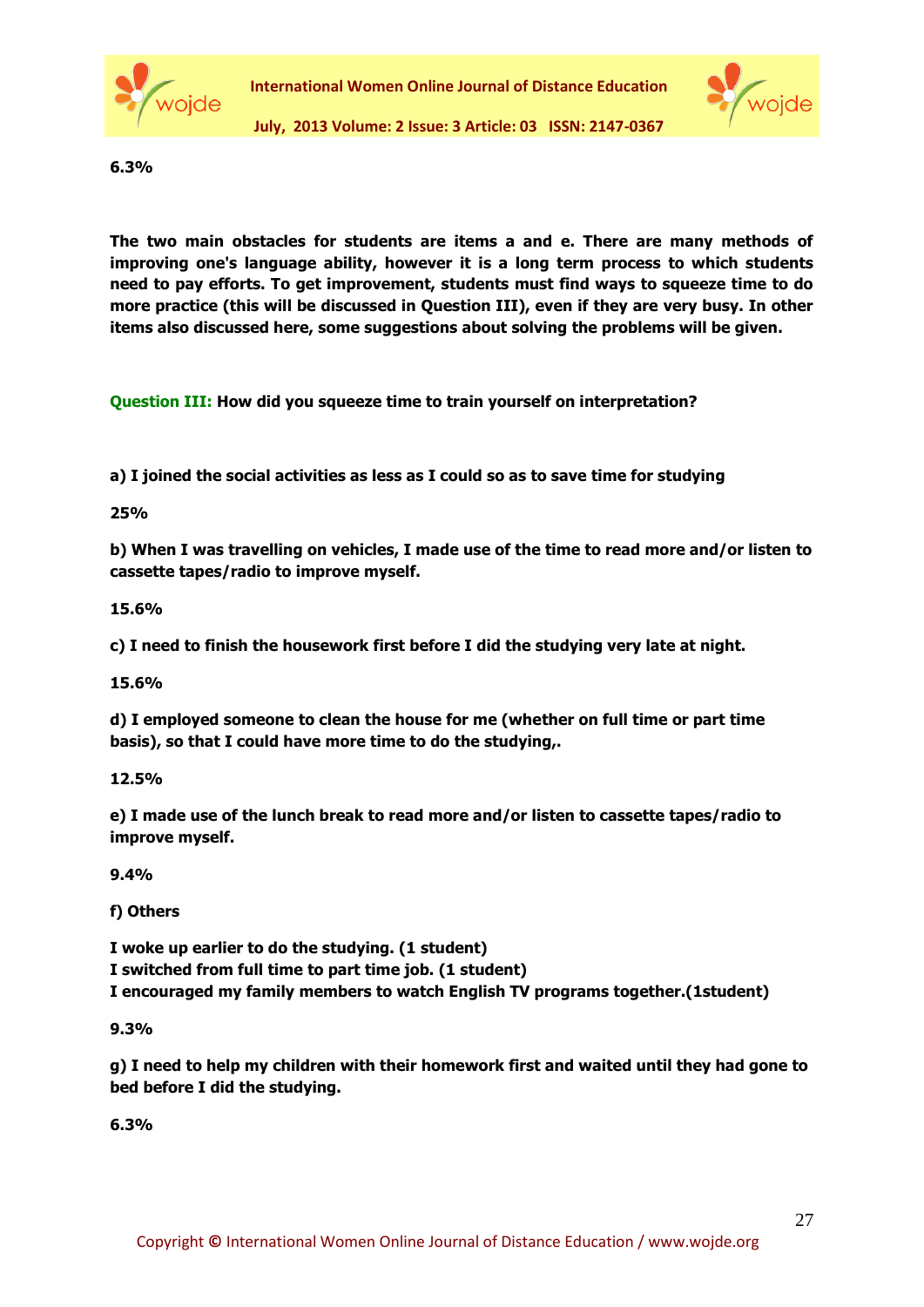**6.3%**

**The two main obstacles for students are items a and e. There are many methods of improving one's language ability, however it is a long term process to which students need to pay efforts. To get improvement, students must find ways to squeeze time to do more practice (this will be discussed in Question III), even if they are very busy. In other items also discussed here, some suggestions about solving the problems will be given.**

**Question III: How did you squeeze time to train yourself on interpretation?**

**a) I joined the social activities as less as I could so as to save time for studying**

**25%**

**b) When I was travelling on vehicles, I made use of the time to read more and/or listen to cassette tapes/radio to improve myself.**

**15.6%**

**c) I need to finish the housework first before I did the studying very late at night.**

**15.6%**

**d) I employed someone to clean the house for me (whether on full time or part time basis), so that I could have more time to do the studying,.**

**12.5%**

**e) I made use of the lunch break to read more and/or listen to cassette tapes/radio to improve myself.**

**9.4%**

**f) Others**

**I woke up earlier to do the studying. (1 student)**
**I switched from full time to part time job. (1 student)**
**I encouraged my family members to watch English TV programs together.(1student)**

**9.3%**

**g) I need to help my children with their homework first and waited until they had gone to bed before I did the studying.**

**6.3%**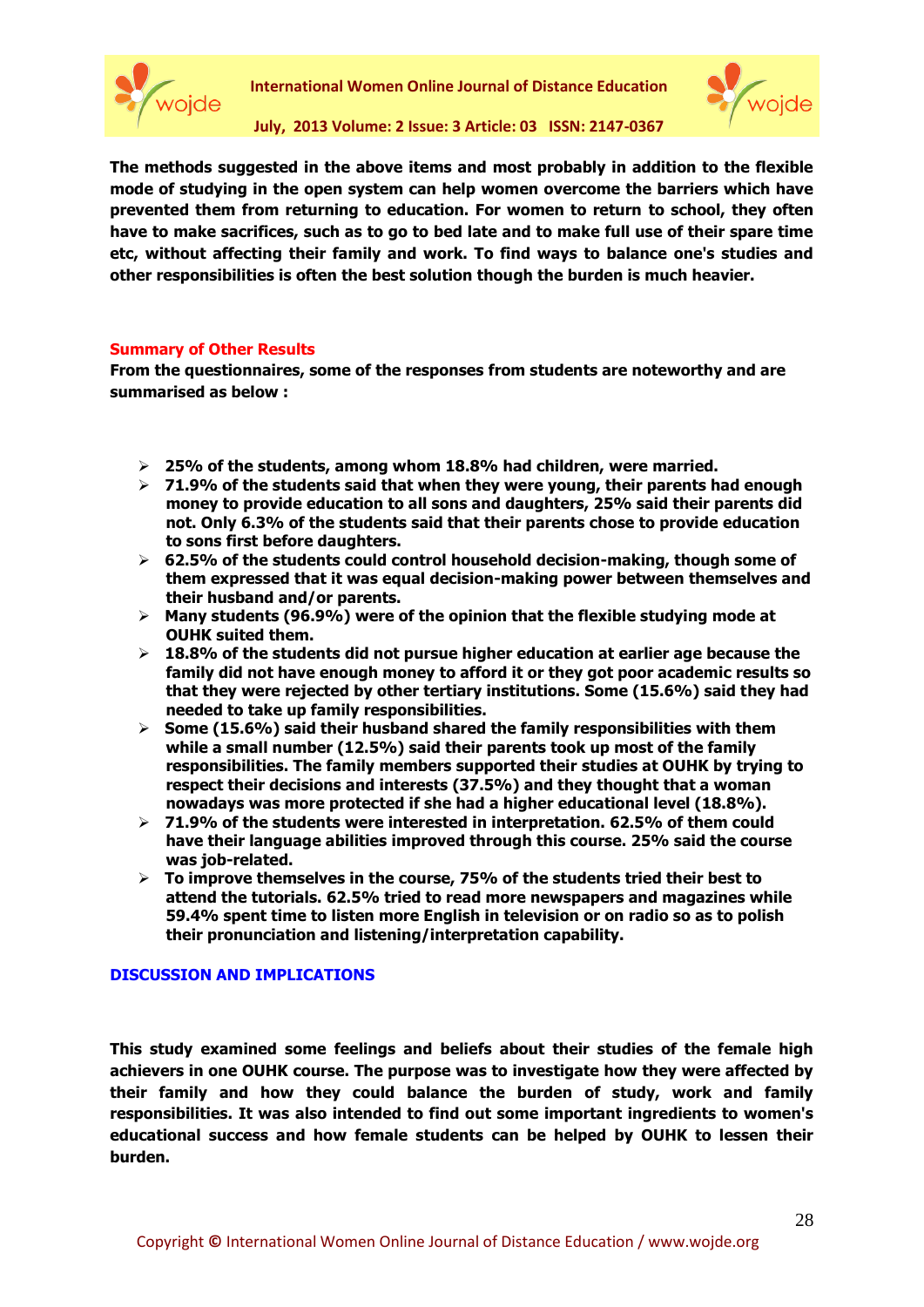**The methods suggested in the above items and most probably in addition to the flexible mode of studying in the open system can help women overcome the barriers which have prevented them from returning to education. For women to return to school, they often have to make sacrifices, such as to go to bed late and to make full use of their spare time etc, without affecting their family and work. To find ways to balance one's studies and other responsibilities is often the best solution though the burden is much heavier.**

## Summary of Other Results

**From the questionnaires, some of the responses from students are noteworthy and are summarised as below :**

- **25% of the students, among whom 18.8% had children, were married.**
- **71.9% of the students said that when they were young, their parents had enough money to provide education to all sons and daughters, 25% said their parents did not. Only 6.3% of the students said that their parents chose to provide education to sons first before daughters.**
- **62.5% of the students could control household decision-making, though some of them expressed that it was equal decision-making power between themselves and their husband and/or parents.**
- **Many students (96.9%) were of the opinion that the flexible studying mode at OUHK suited them.**
- **18.8% of the students did not pursue higher education at earlier age because the family did not have enough money to afford it or they got poor academic results so that they were rejected by other tertiary institutions. Some (15.6%) said they had needed to take up family responsibilities.**
- **Some (15.6%) said their husband shared the family responsibilities with them while a small number (12.5%) said their parents took up most of the family responsibilities. The family members supported their studies at OUHK by trying to respect their decisions and interests (37.5%) and they thought that a woman nowadays was more protected if she had a higher educational level (18.8%).**
- **71.9% of the students were interested in interpretation. 62.5% of them could have their language abilities improved through this course. 25% said the course was job-related.**
- **To improve themselves in the course, 75% of the students tried their best to attend the tutorials. 62.5% tried to read more newspapers and magazines while 59.4% spent time to listen more English in television or on radio so as to polish their pronunciation and listening/interpretation capability.**

## DISCUSSION AND IMPLICATIONS

**This study examined some feelings and beliefs about their studies of the female high achievers in one OUHK course. The purpose was to investigate how they were affected by their family and how they could balance the burden of study, work and family responsibilities. It was also intended to find out some important ingredients to women's educational success and how female students can be helped by OUHK to lessen their burden.**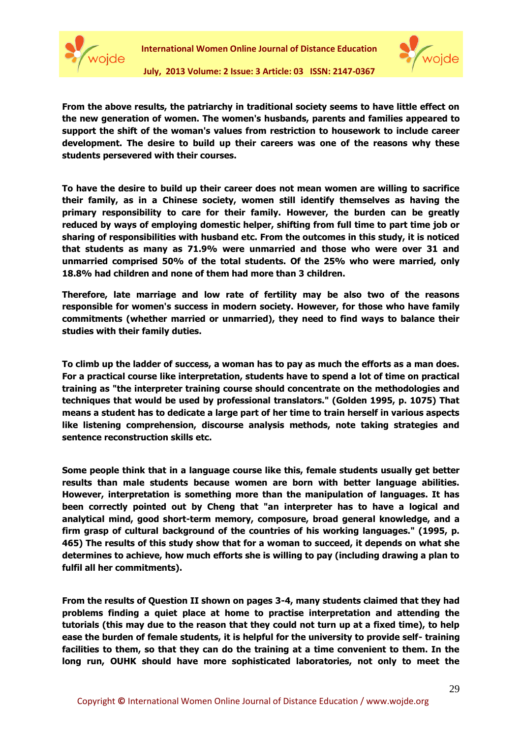**From the above results, the patriarchy in traditional society seems to have little effect on the new generation of women. The women's husbands, parents and families appeared to support the shift of the woman's values from restriction to housework to include career development. The desire to build up their careers was one of the reasons why these students persevered with their courses.**

**To have the desire to build up their career does not mean women are willing to sacrifice their family, as in a Chinese society, women still identify themselves as having the primary responsibility to care for their family. However, the burden can be greatly reduced by ways of employing domestic helper, shifting from full time to part time job or sharing of responsibilities with husband etc. From the outcomes in this study, it is noticed that students as many as 71.9% were unmarried and those who were over 31 and unmarried comprised 50% of the total students. Of the 25% who were married, only 18.8% had children and none of them had more than 3 children.**

**Therefore, late marriage and low rate of fertility may be also two of the reasons responsible for women's success in modern society. However, for those who have family commitments (whether married or unmarried), they need to find ways to balance their studies with their family duties.**

**To climb up the ladder of success, a woman has to pay as much the efforts as a man does. For a practical course like interpretation, students have to spend a lot of time on practical training as "the interpreter training course should concentrate on the methodologies and techniques that would be used by professional translators." (Golden 1995, p. 1075) That means a student has to dedicate a large part of her time to train herself in various aspects like listening comprehension, discourse analysis methods, note taking strategies and sentence reconstruction skills etc.**

**Some people think that in a language course like this, female students usually get better results than male students because women are born with better language abilities. However, interpretation is something more than the manipulation of languages. It has been correctly pointed out by Cheng that "an interpreter has to have a logical and analytical mind, good short-term memory, composure, broad general knowledge, and a firm grasp of cultural background of the countries of his working languages." (1995, p. 465) The results of this study show that for a woman to succeed, it depends on what she determines to achieve, how much efforts she is willing to pay (including drawing a plan to fulfil all her commitments).**

**From the results of Question II shown on pages 3-4, many students claimed that they had problems finding a quiet place at home to practise interpretation and attending the tutorials (this may due to the reason that they could not turn up at a fixed time), to help ease the burden of female students, it is helpful for the university to provide self- training facilities to them, so that they can do the training at a time convenient to them. In the long run, OUHK should have more sophisticated laboratories, not only to meet the**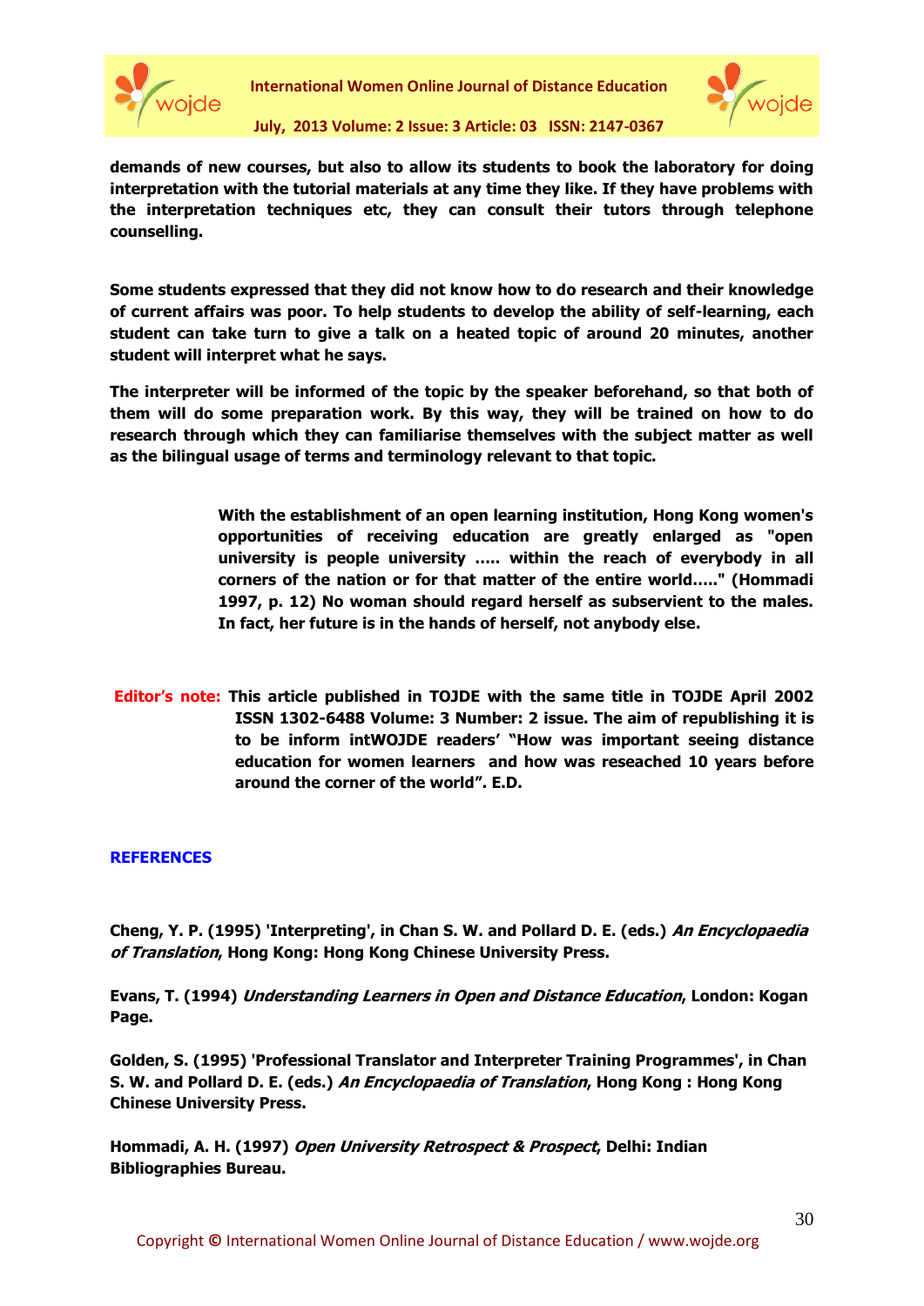**demands of new courses, but also to allow its students to book the laboratory for doing interpretation with the tutorial materials at any time they like. If they have problems with the interpretation techniques etc, they can consult their tutors through telephone counselling.**

**Some students expressed that they did not know how to do research and their knowledge of current affairs was poor. To help students to develop the ability of self-learning, each student can take turn to give a talk on a heated topic of around 20 minutes, another student will interpret what he says.**

**The interpreter will be informed of the topic by the speaker beforehand, so that both of them will do some preparation work. By this way, they will be trained on how to do research through which they can familiarise themselves with the subject matter as well as the bilingual usage of terms and terminology relevant to that topic.**

> **With the establishment of an open learning institution, Hong Kong women's opportunities of receiving education are greatly enlarged as "open university is people university ..... within the reach of everybody in all corners of the nation or for that matter of the entire world....." (Hommadi 1997, p. 12) No woman should regard herself as subservient to the males. In fact, her future is in the hands of herself, not anybody else.**

**Editor's note: This article published in TOJDE with the same title in TOJDE April 2002 ISSN 1302-6488 Volume: 3 Number: 2 issue. The aim of republishing it is to be inform intWOJDE readers' "How was important seeing distance education for women learners and how was reseached 10 years before around the corner of the world". E.D.**

## REFERENCES

**Cheng, Y. P. (1995) 'Interpreting', in Chan S. W. and Pollard D. E. (eds.) *An Encyclopaedia of Translation*, Hong Kong: Hong Kong Chinese University Press.**

**Evans, T. (1994) *Understanding Learners in Open and Distance Education*, London: Kogan Page.**

**Golden, S. (1995) 'Professional Translator and Interpreter Training Programmes', in Chan S. W. and Pollard D. E. (eds.) *An Encyclopaedia of Translation*, Hong Kong : Hong Kong Chinese University Press.**

**Hommadi, A. H. (1997) *Open University Retrospect & Prospect*, Delhi: Indian Bibliographies Bureau.**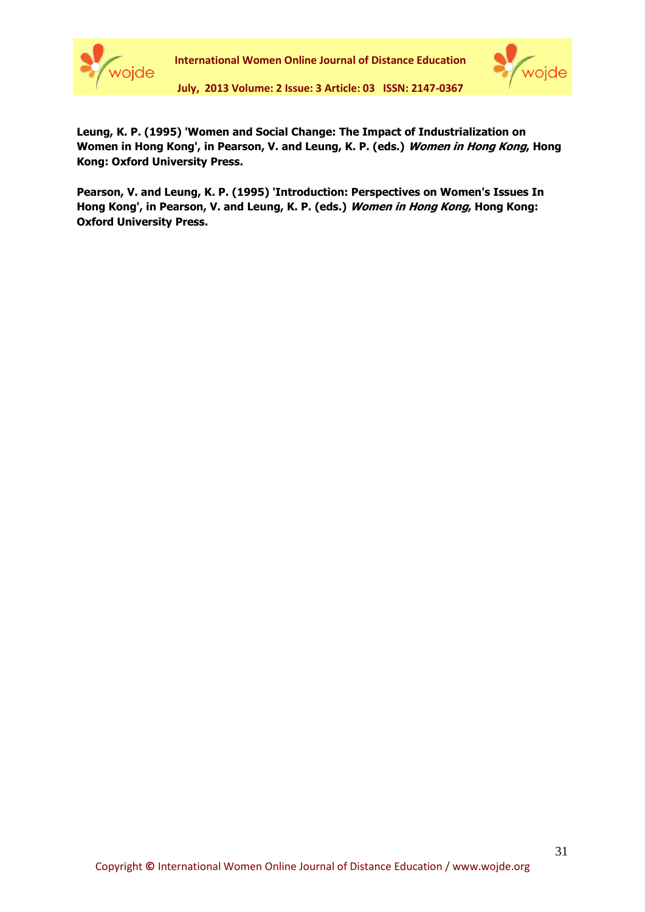**Leung, K. P. (1995) 'Women and Social Change: The Impact of Industrialization on Women in Hong Kong', in Pearson, V. and Leung, K. P. (eds.) *Women in Hong Kong*, Hong Kong: Oxford University Press.**

**Pearson, V. and Leung, K. P. (1995) 'Introduction: Perspectives on Women's Issues In Hong Kong', in Pearson, V. and Leung, K. P. (eds.) *Women in Hong Kong*, Hong Kong: Oxford University Press.**